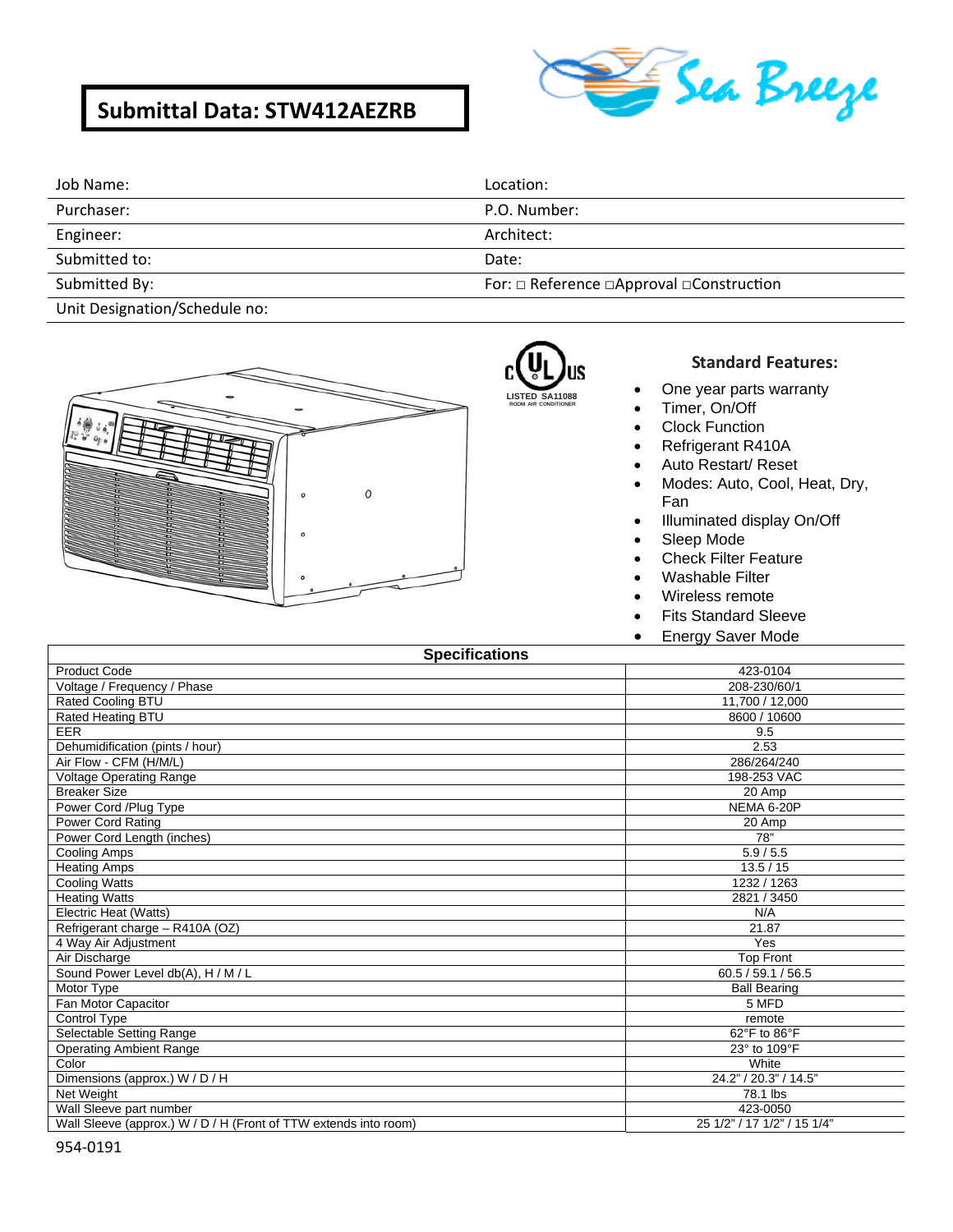# Submittal Data: STW412AEZRB

Sea Breeze

| Job Name: | Location: |
|---|---|
| Purchaser: | P.O. Number: |
| Engineer: | Architect: |
| Submitted to: | Date: |
| Submitted By: | For: □ Reference □Approval □Construction |
| Unit Designation/Schedule no: | |

c UL us
LISTED SA11088
ROOM AIR CONDITIONER

### Standard Features:

- One year parts warranty
- Timer, On/Off
- Clock Function
- Refrigerant R410A
- Auto Restart/ Reset
- Modes: Auto, Cool, Heat, Dry, Fan
- Illuminated display On/Off
- Sleep Mode
- Check Filter Feature
- Washable Filter
- Wireless remote
- Fits Standard Sleeve
- Energy Saver Mode

| Specifications | |
|---|---|
| Product Code | 423-0104 |
| Voltage / Frequency / Phase | 208-230/60/1 |
| Rated Cooling BTU | 11,700 / 12,000 |
| Rated Heating BTU | 8600 / 10600 |
| EER | 9.5 |
| Dehumidification (pints / hour) | 2.53 |
| Air Flow - CFM (H/M/L) | 286/264/240 |
| Voltage Operating Range | 198-253 VAC |
| Breaker Size | 20 Amp |
| Power Cord /Plug Type | NEMA 6-20P |
| Power Cord Rating | 20 Amp |
| Power Cord Length (inches) | 78" |
| Cooling Amps | 5.9 / 5.5 |
| Heating Amps | 13.5 / 15 |
| Cooling Watts | 1232 / 1263 |
| Heating Watts | 2821 / 3450 |
| Electric Heat (Watts) | N/A |
| Refrigerant charge – R410A (OZ) | 21.87 |
| 4 Way Air Adjustment | Yes |
| Air Discharge | Top Front |
| Sound Power Level db(A), H / M / L | 60.5 / 59.1 / 56.5 |
| Motor Type | Ball Bearing |
| Fan Motor Capacitor | 5 MFD |
| Control Type | remote |
| Selectable Setting Range | 62°F to 86°F |
| Operating Ambient Range | 23° to 109°F |
| Color | White |
| Dimensions (approx.) W / D / H | 24.2" / 20.3" / 14.5" |
| Net Weight | 78.1 lbs |
| Wall Sleeve part number | 423-0050 |
| Wall Sleeve (approx.) W / D / H (Front of TTW extends into room) | 25 1/2" / 17 1/2" / 15 1/4" |

954-0191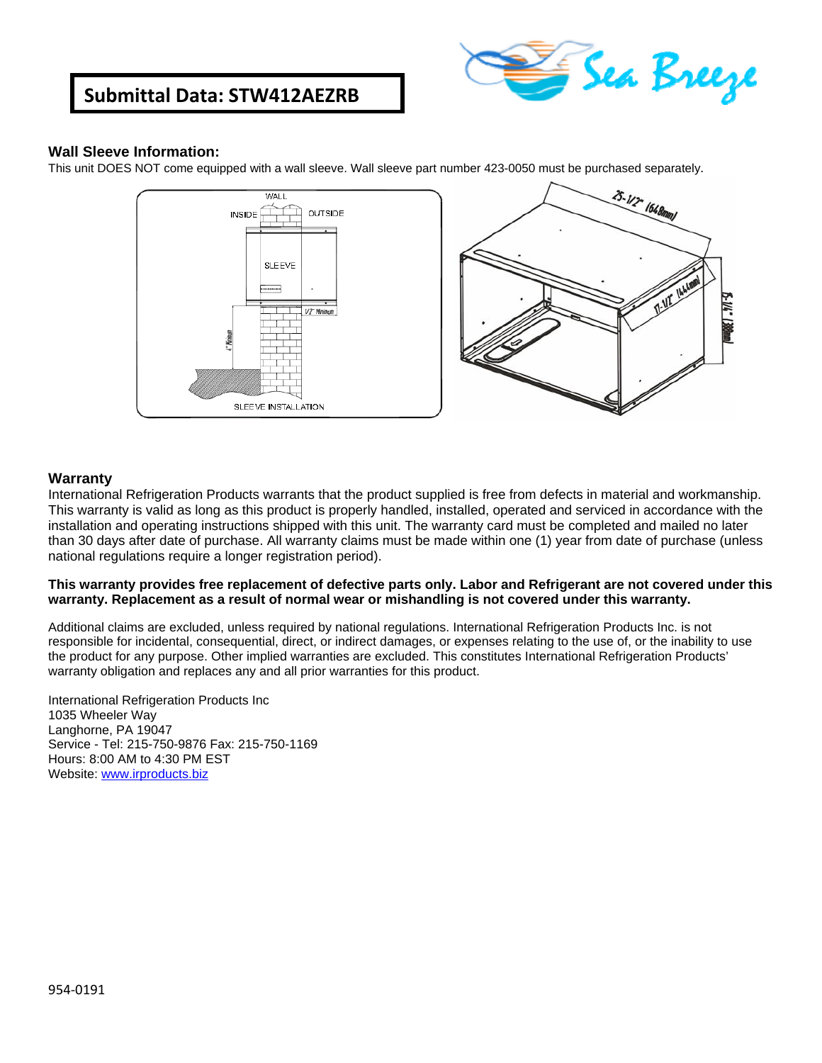# Submittal Data: STW412AEZRB

## Wall Sleeve Information:

This unit DOES NOT come equipped with a wall sleeve. Wall sleeve part number 423-0050 must be purchased separately.

WALL
INSIDE
OUTSIDE
SLEEVE
1/2" Minimum
4" Minimum
SLEEVE INSTALLATION

25-1/2" (648mm)
17-1/2" (444mm)
15-1/4" (388mm)

## Warranty

International Refrigeration Products warrants that the product supplied is free from defects in material and workmanship. This warranty is valid as long as this product is properly handled, installed, operated and serviced in accordance with the installation and operating instructions shipped with this unit. The warranty card must be completed and mailed no later than 30 days after date of purchase. All warranty claims must be made within one (1) year from date of purchase (unless national regulations require a longer registration period).

**This warranty provides free replacement of defective parts only. Labor and Refrigerant are not covered under this warranty. Replacement as a result of normal wear or mishandling is not covered under this warranty.**

Additional claims are excluded, unless required by national regulations. International Refrigeration Products Inc. is not responsible for incidental, consequential, direct, or indirect damages, or expenses relating to the use of, or the inability to use the product for any purpose. Other implied warranties are excluded. This constitutes International Refrigeration Products' warranty obligation and replaces any and all prior warranties for this product.

International Refrigeration Products Inc
1035 Wheeler Way
Langhorne, PA 19047
Service - Tel: 215-750-9876 Fax: 215-750-1169
Hours: 8:00 AM to 4:30 PM EST
Website: www.irproducts.biz

954-0191